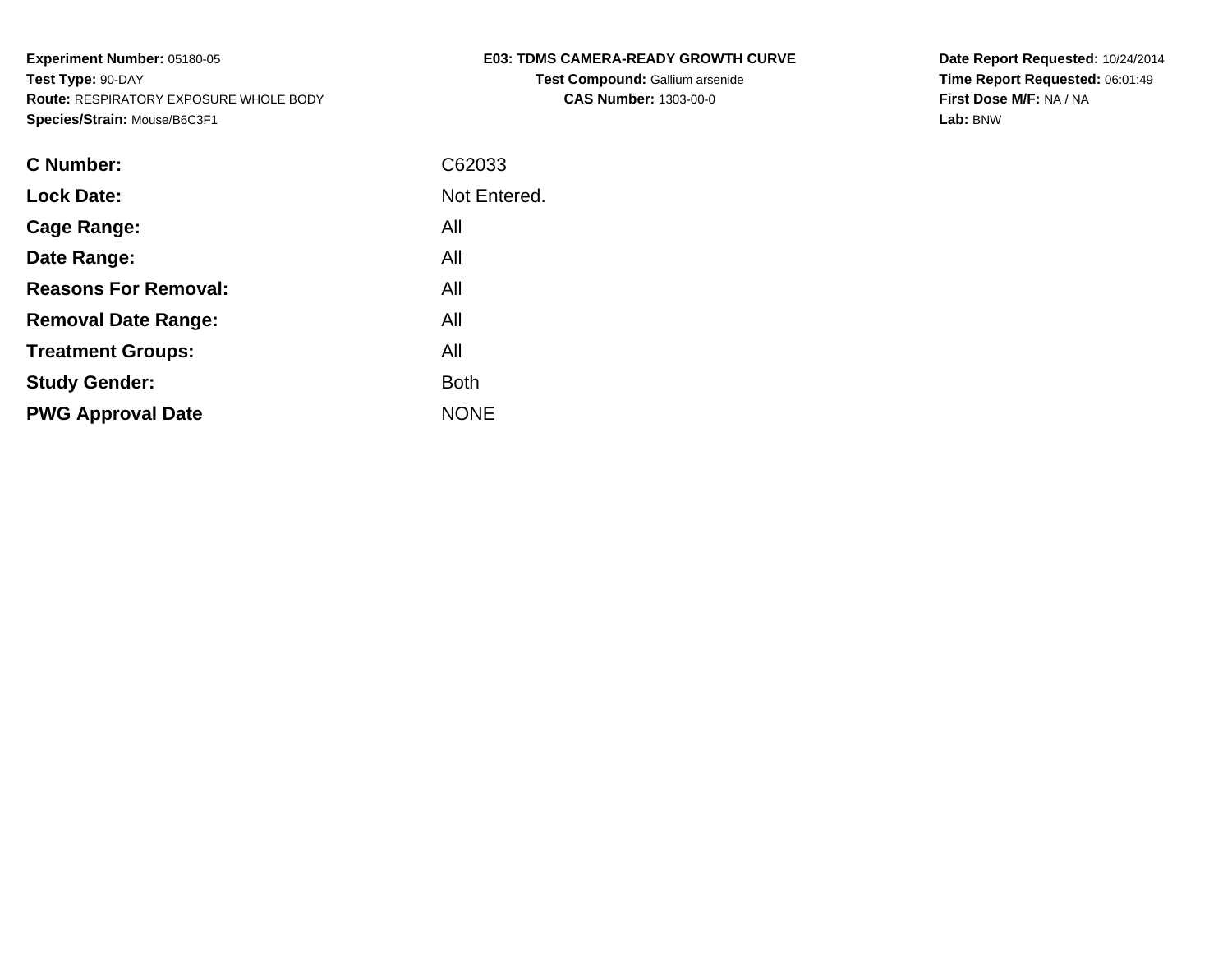**Experiment Number:** 05180-05
**Test Type:** 90-DAY
**Route:** RESPIRATORY EXPOSURE WHOLE BODY
**Species/Strain:** Mouse/B6C3F1

**E03: TDMS CAMERA-READY GROWTH CURVE**
**Test Compound:** Gallium arsenide
**CAS Number:** 1303-00-0

**Date Report Requested:** 10/24/2014
**Time Report Requested:** 06:01:49
**First Dose M/F:** NA / NA
**Lab:** BNW

| | |
|---|---|
| **C Number:** | C62033 |
| **Lock Date:** | Not Entered. |
| **Cage Range:** | All |
| **Date Range:** | All |
| **Reasons For Removal:** | All |
| **Removal Date Range:** | All |
| **Treatment Groups:** | All |
| **Study Gender:** | Both |
| **PWG Approval Date** | NONE |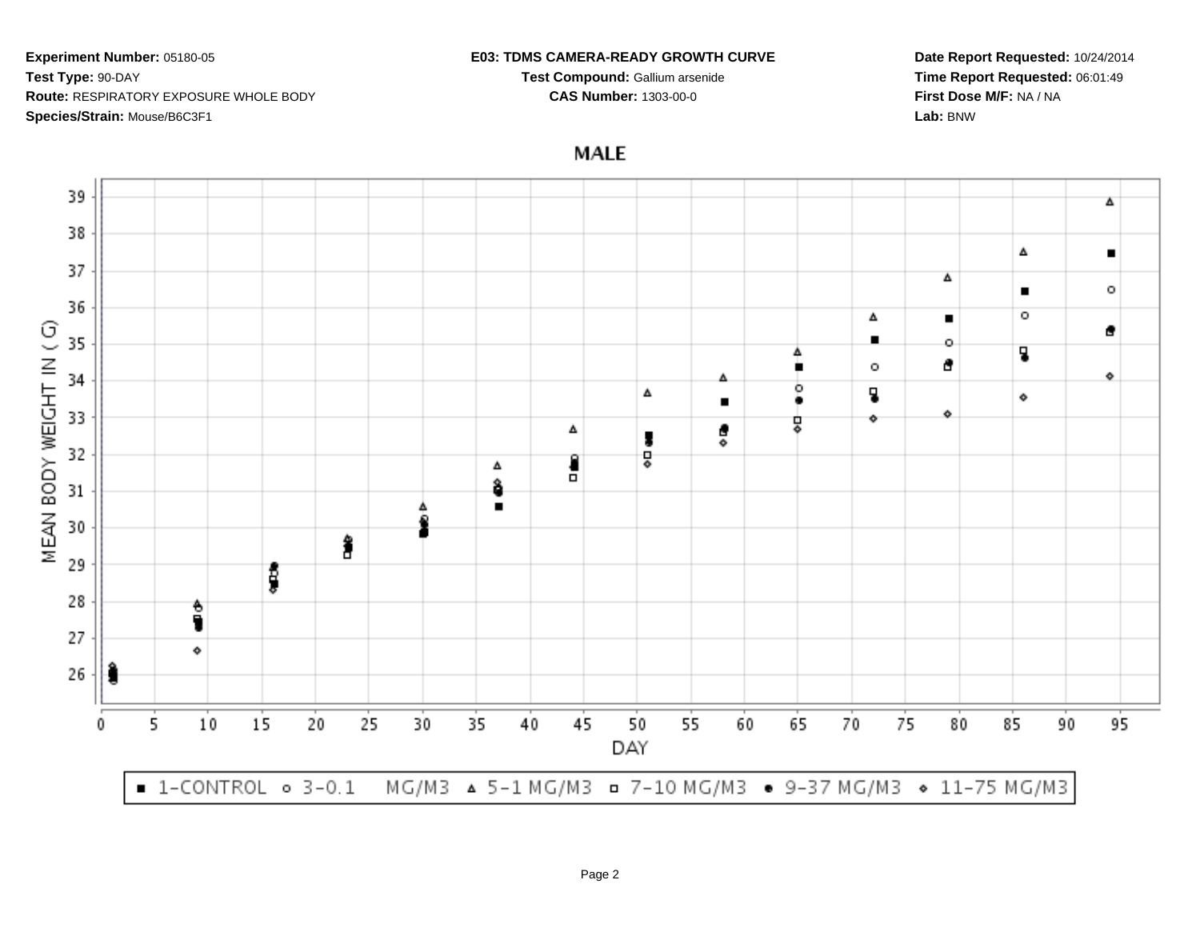**Experiment Number:** 05180-05

**Test Type:** 90-DAY

**Route:** RESPIRATORY EXPOSURE WHOLE BODY

**Species/Strain:** Mouse/B6C3F1

**E03: TDMS CAMERA-READY GROWTH CURVE**

**Test Compound:** Gallium arsenide

**CAS Number:** 1303-00-0

**Date Report Requested:** 10/24/2014

**Time Report Requested:** 06:01:49

**First Dose M/F:** NA / NA

**Lab:** BNW

MALE

MEAN BODY WEIGHT IN ( G)

DAY

■ 1-CONTROL ○ 3-0.1 MG/M3 △ 5-1 MG/M3 □ 7-10 MG/M3 ● 9-37 MG/M3 ◇ 11-75 MG/M3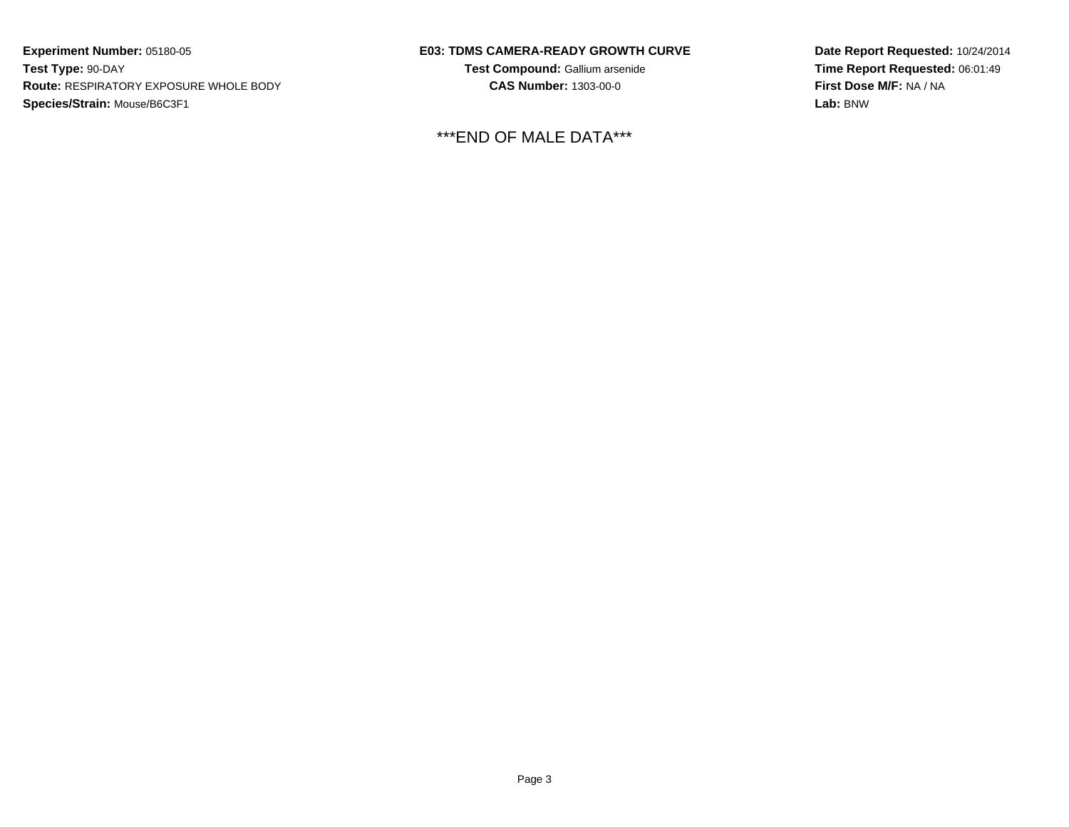**Experiment Number:** 05180-05
**Test Type:** 90-DAY
**Route:** RESPIRATORY EXPOSURE WHOLE BODY
**Species/Strain:** Mouse/B6C3F1

**E03: TDMS CAMERA-READY GROWTH CURVE**
**Test Compound:** Gallium arsenide
**CAS Number:** 1303-00-0

**Date Report Requested:** 10/24/2014
**Time Report Requested:** 06:01:49
**First Dose M/F:** NA / NA
**Lab:** BNW

***END OF MALE DATA***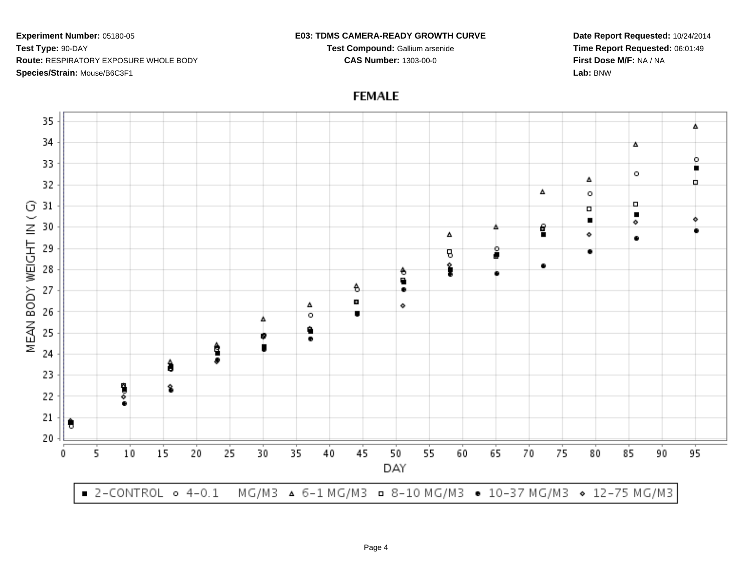**Experiment Number:** 05180-05
**Test Type:** 90-DAY
**Route:** RESPIRATORY EXPOSURE WHOLE BODY
**Species/Strain:** Mouse/B6C3F1

**E03: TDMS CAMERA-READY GROWTH CURVE**
**Test Compound:** Gallium arsenide
**CAS Number:** 1303-00-0

**Date Report Requested:** 10/24/2014
**Time Report Requested:** 06:01:49
**First Dose M/F:** NA / NA
**Lab:** BNW

## FEMALE

MEAN BODY WEIGHT IN ( G)

DAY

■ 2-CONTROL ○ 4-0.1 MG/M3 △ 6-1 MG/M3 □ 8-10 MG/M3 ● 10-37 MG/M3 ◇ 12-75 MG/M3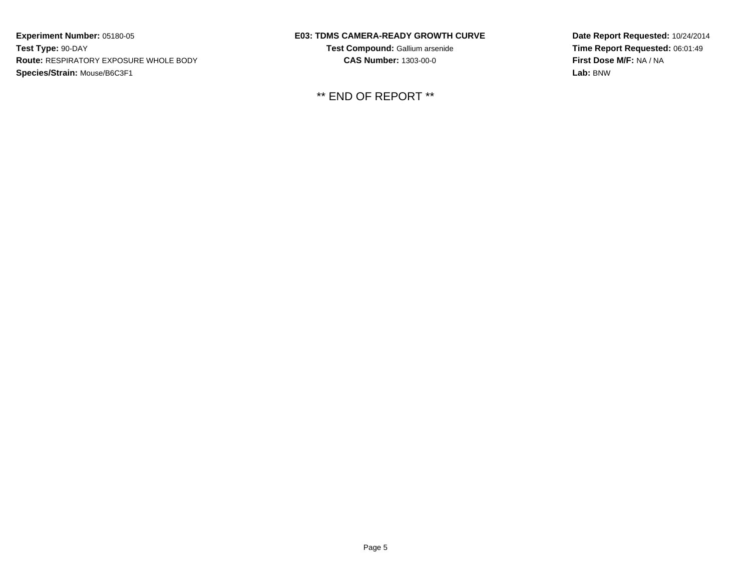**Experiment Number:** 05180-05
**Test Type:** 90-DAY
**Route:** RESPIRATORY EXPOSURE WHOLE BODY
**Species/Strain:** Mouse/B6C3F1

**E03: TDMS CAMERA-READY GROWTH CURVE**
**Test Compound:** Gallium arsenide
**CAS Number:** 1303-00-0

**Date Report Requested:** 10/24/2014
**Time Report Requested:** 06:01:49
**First Dose M/F:** NA / NA
**Lab:** BNW

** END OF REPORT **